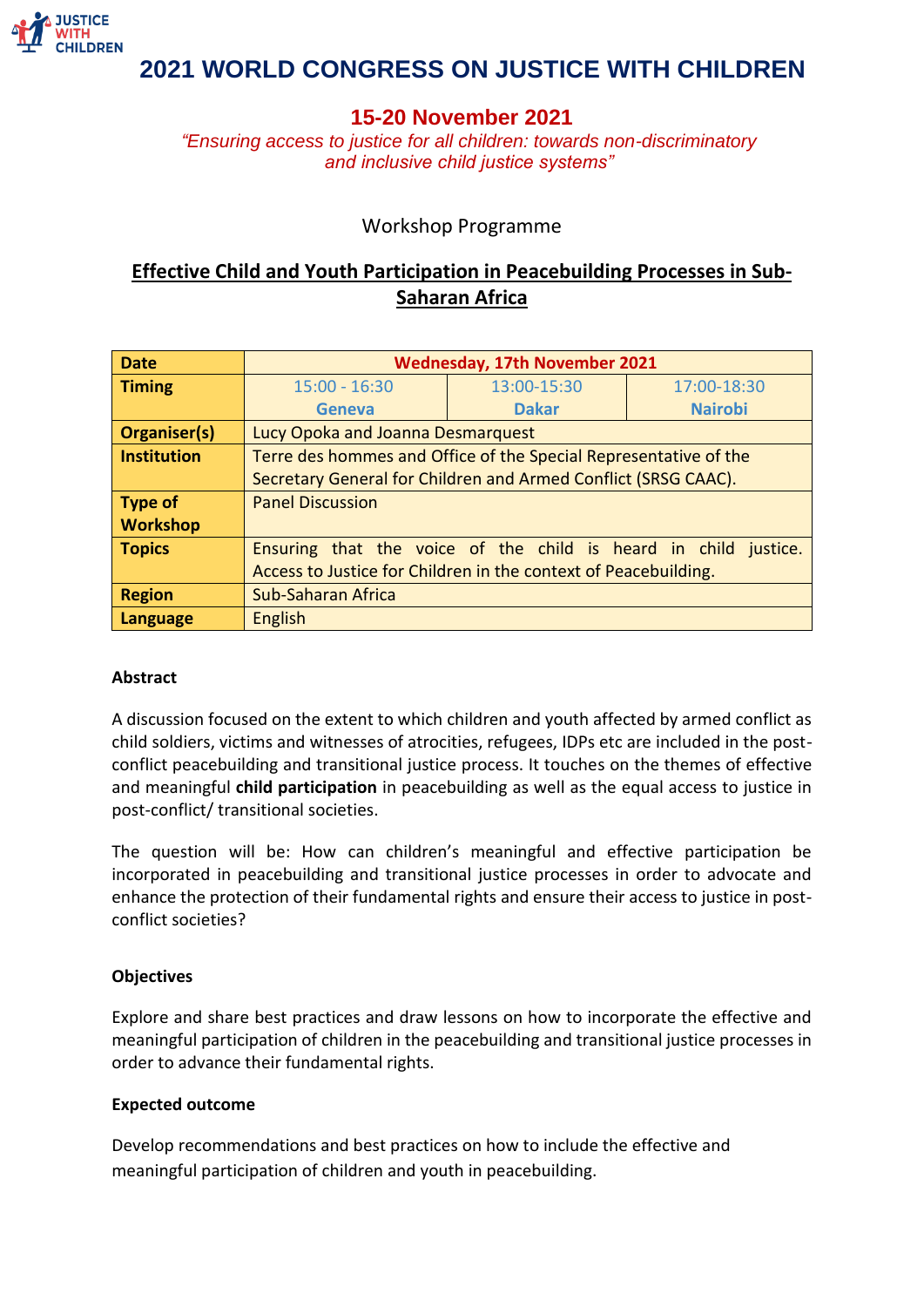JUSTICE WITH CHILDREN

# 2021 WORLD CONGRESS ON JUSTICE WITH CHILDREN

## 15-20 November 2021

*"Ensuring access to justice for all children: towards non-discriminatory and inclusive child justice systems"*

Workshop Programme

## Effective Child and Youth Participation in Peacebuilding Processes in Sub-Saharan Africa

| **Date** | **Wednesday, 17th November 2021** | | |
|---|---|---|---|
| **Timing** | 15:00 - 16:30 **Geneva** | 13:00-15:30 **Dakar** | 17:00-18:30 **Nairobi** |
| **Organiser(s)** | Lucy Opoka and Joanna Desmarquest | | |
| **Institution** | Terre des hommes and Office of the Special Representative of the Secretary General for Children and Armed Conflict (SRSG CAAC). | | |
| **Type of Workshop** | Panel Discussion | | |
| **Topics** | Ensuring that the voice of the child is heard in child justice. Access to Justice for Children in the context of Peacebuilding. | | |
| **Region** | Sub-Saharan Africa | | |
| **Language** | English | | |

**Abstract**

A discussion focused on the extent to which children and youth affected by armed conflict as child soldiers, victims and witnesses of atrocities, refugees, IDPs etc are included in the post-conflict peacebuilding and transitional justice process. It touches on the themes of effective and meaningful **child participation** in peacebuilding as well as the equal access to justice in post-conflict/ transitional societies.

The question will be: How can children's meaningful and effective participation be incorporated in peacebuilding and transitional justice processes in order to advocate and enhance the protection of their fundamental rights and ensure their access to justice in post-conflict societies?

**Objectives**

Explore and share best practices and draw lessons on how to incorporate the effective and meaningful participation of children in the peacebuilding and transitional justice processes in order to advance their fundamental rights.

**Expected outcome**

Develop recommendations and best practices on how to include the effective and meaningful participation of children and youth in peacebuilding.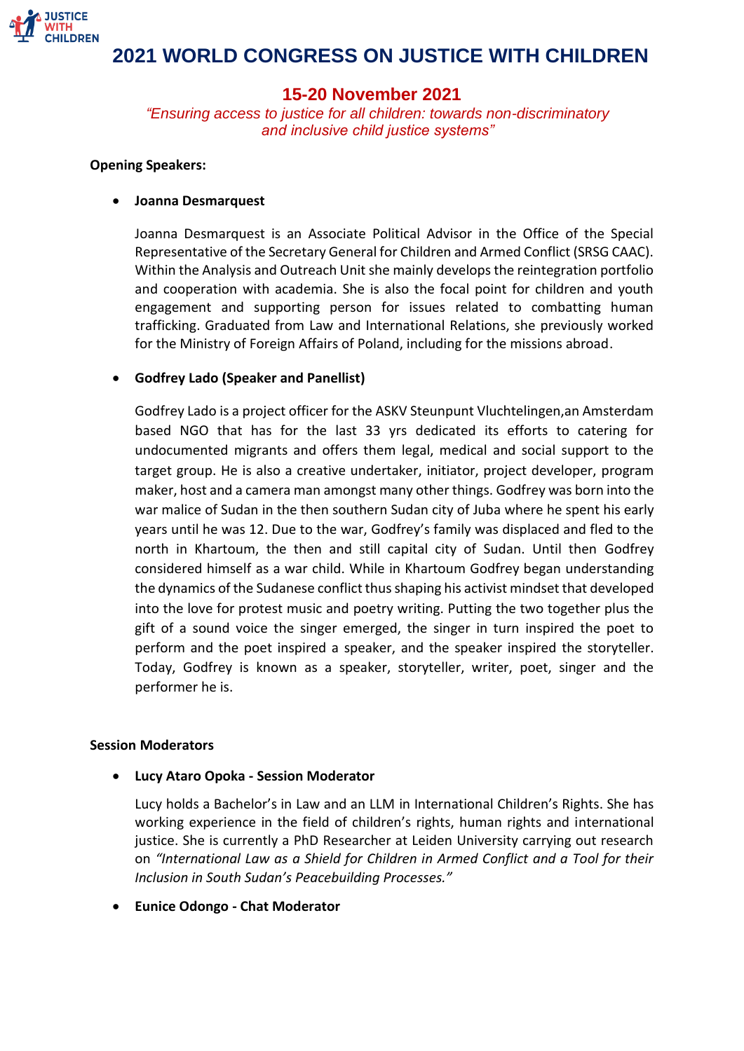# 2021 WORLD CONGRESS ON JUSTICE WITH CHILDREN

## 15-20 November 2021

*"Ensuring access to justice for all children: towards non-discriminatory and inclusive child justice systems"*

**Opening Speakers:**

- **Joanna Desmarquest**

  Joanna Desmarquest is an Associate Political Advisor in the Office of the Special Representative of the Secretary General for Children and Armed Conflict (SRSG CAAC). Within the Analysis and Outreach Unit she mainly develops the reintegration portfolio and cooperation with academia. She is also the focal point for children and youth engagement and supporting person for issues related to combatting human trafficking. Graduated from Law and International Relations, she previously worked for the Ministry of Foreign Affairs of Poland, including for the missions abroad.

- **Godfrey Lado (Speaker and Panellist)**

  Godfrey Lado is a project officer for the ASKV Steunpunt Vluchtelingen,an Amsterdam based NGO that has for the last 33 yrs dedicated its efforts to catering for undocumented migrants and offers them legal, medical and social support to the target group. He is also a creative undertaker, initiator, project developer, program maker, host and a camera man amongst many other things. Godfrey was born into the war malice of Sudan in the then southern Sudan city of Juba where he spent his early years until he was 12. Due to the war, Godfrey's family was displaced and fled to the north in Khartoum, the then and still capital city of Sudan. Until then Godfrey considered himself as a war child. While in Khartoum Godfrey began understanding the dynamics of the Sudanese conflict thus shaping his activist mindset that developed into the love for protest music and poetry writing. Putting the two together plus the gift of a sound voice the singer emerged, the singer in turn inspired the poet to perform and the poet inspired a speaker, and the speaker inspired the storyteller. Today, Godfrey is known as a speaker, storyteller, writer, poet, singer and the performer he is.

**Session Moderators**

- **Lucy Ataro Opoka - Session Moderator**

  Lucy holds a Bachelor's in Law and an LLM in International Children's Rights. She has working experience in the field of children's rights, human rights and international justice. She is currently a PhD Researcher at Leiden University carrying out research on *"International Law as a Shield for Children in Armed Conflict and a Tool for their Inclusion in South Sudan's Peacebuilding Processes."*

- **Eunice Odongo - Chat Moderator**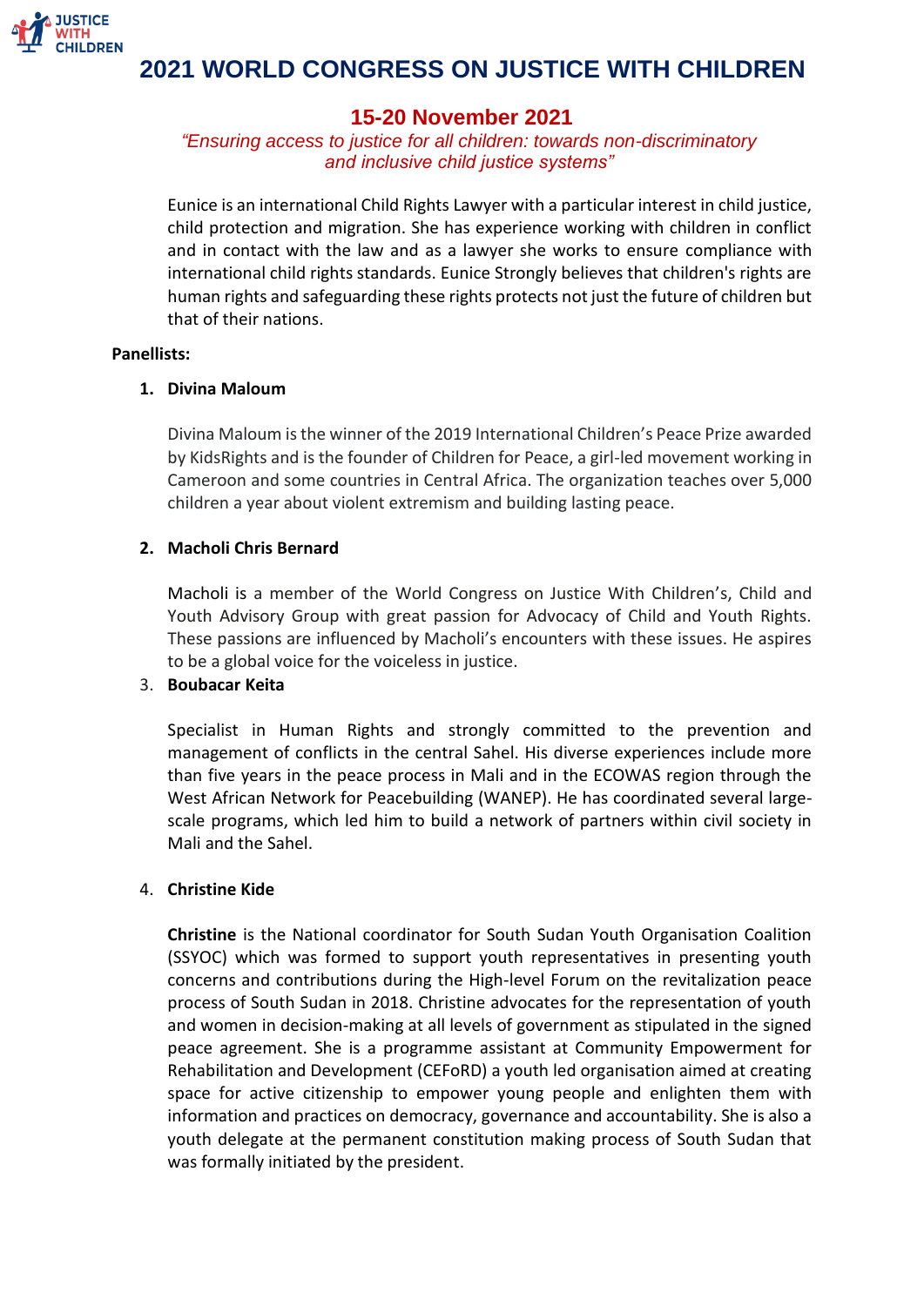# 2021 WORLD CONGRESS ON JUSTICE WITH CHILDREN

## 15-20 November 2021

*"Ensuring access to justice for all children: towards non-discriminatory and inclusive child justice systems"*

Eunice is an international Child Rights Lawyer with a particular interest in child justice, child protection and migration. She has experience working with children in conflict and in contact with the law and as a lawyer she works to ensure compliance with international child rights standards. Eunice Strongly believes that children's rights are human rights and safeguarding these rights protects not just the future of children but that of their nations.

**Panellists:**

1. **Divina Maloum**

   Divina Maloum is the winner of the 2019 International Children's Peace Prize awarded by KidsRights and is the founder of Children for Peace, a girl-led movement working in Cameroon and some countries in Central Africa. The organization teaches over 5,000 children a year about violent extremism and building lasting peace.

2. **Macholi Chris Bernard**

   Macholi is a member of the World Congress on Justice With Children's, Child and Youth Advisory Group with great passion for Advocacy of Child and Youth Rights. These passions are influenced by Macholi's encounters with these issues. He aspires to be a global voice for the voiceless in justice.

3. **Boubacar Keita**

   Specialist in Human Rights and strongly committed to the prevention and management of conflicts in the central Sahel. His diverse experiences include more than five years in the peace process in Mali and in the ECOWAS region through the West African Network for Peacebuilding (WANEP). He has coordinated several large-scale programs, which led him to build a network of partners within civil society in Mali and the Sahel.

4. **Christine Kide**

   **Christine** is the National coordinator for South Sudan Youth Organisation Coalition (SSYOC) which was formed to support youth representatives in presenting youth concerns and contributions during the High-level Forum on the revitalization peace process of South Sudan in 2018. Christine advocates for the representation of youth and women in decision-making at all levels of government as stipulated in the signed peace agreement. She is a programme assistant at Community Empowerment for Rehabilitation and Development (CEFoRD) a youth led organisation aimed at creating space for active citizenship to empower young people and enlighten them with information and practices on democracy, governance and accountability. She is also a youth delegate at the permanent constitution making process of South Sudan that was formally initiated by the president.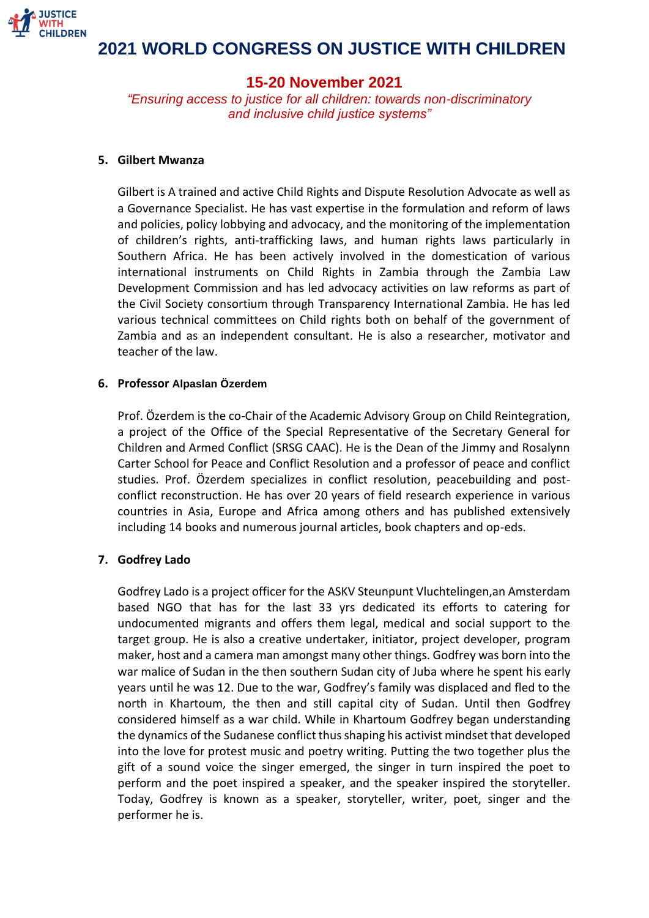# 2021 WORLD CONGRESS ON JUSTICE WITH CHILDREN

## 15-20 November 2021

*"Ensuring access to justice for all children: towards non-discriminatory and inclusive child justice systems"*

**5. Gilbert Mwanza**

Gilbert is A trained and active Child Rights and Dispute Resolution Advocate as well as a Governance Specialist. He has vast expertise in the formulation and reform of laws and policies, policy lobbying and advocacy, and the monitoring of the implementation of children's rights, anti-trafficking laws, and human rights laws particularly in Southern Africa. He has been actively involved in the domestication of various international instruments on Child Rights in Zambia through the Zambia Law Development Commission and has led advocacy activities on law reforms as part of the Civil Society consortium through Transparency International Zambia. He has led various technical committees on Child rights both on behalf of the government of Zambia and as an independent consultant. He is also a researcher, motivator and teacher of the law.

**6. Professor Alpaslan Özerdem**

Prof. Özerdem is the co-Chair of the Academic Advisory Group on Child Reintegration, a project of the Office of the Special Representative of the Secretary General for Children and Armed Conflict (SRSG CAAC). He is the Dean of the Jimmy and Rosalynn Carter School for Peace and Conflict Resolution and a professor of peace and conflict studies. Prof. Özerdem specializes in conflict resolution, peacebuilding and post-conflict reconstruction. He has over 20 years of field research experience in various countries in Asia, Europe and Africa among others and has published extensively including 14 books and numerous journal articles, book chapters and op-eds.

**7. Godfrey Lado**

Godfrey Lado is a project officer for the ASKV Steunpunt Vluchtelingen,an Amsterdam based NGO that has for the last 33 yrs dedicated its efforts to catering for undocumented migrants and offers them legal, medical and social support to the target group. He is also a creative undertaker, initiator, project developer, program maker, host and a camera man amongst many other things. Godfrey was born into the war malice of Sudan in the then southern Sudan city of Juba where he spent his early years until he was 12. Due to the war, Godfrey's family was displaced and fled to the north in Khartoum, the then and still capital city of Sudan. Until then Godfrey considered himself as a war child. While in Khartoum Godfrey began understanding the dynamics of the Sudanese conflict thus shaping his activist mindset that developed into the love for protest music and poetry writing. Putting the two together plus the gift of a sound voice the singer emerged, the singer in turn inspired the poet to perform and the poet inspired a speaker, and the speaker inspired the storyteller. Today, Godfrey is known as a speaker, storyteller, writer, poet, singer and the performer he is.